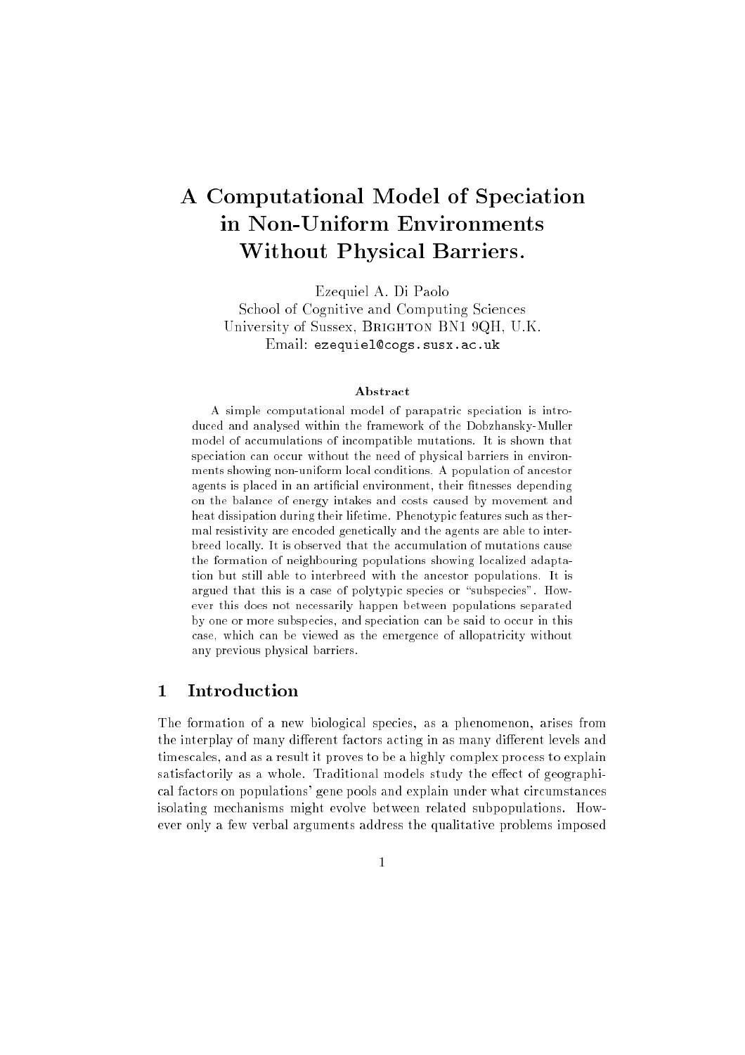// The converter rejects backslash line breaks; these ones must be written without backslashes.
# A Computational Model of Speciation in Non-Uniform Environments Without Physical Barriers.

Ezequiel A. Di Paolo
School of Cognitive and Computing Sciences
University of Sussex, Brighton BN1 9QH, U.K.
Email: ezequiel@cogs.susx.ac.uk

### Abstract

A simple computational model of parapatric speciation is introduced and analysed within the framework of the Dobzhansky-Muller model of accumulations of incompatible mutations. It is shown that speciation can occur without the need of physical barriers in environments showing non-uniform local conditions. A population of ancestor agents is placed in an artificial environment, their fitnesses depending on the balance of energy intakes and costs caused by movement and heat dissipation during their lifetime. Phenotypic features such as thermal resistivity are encoded genetically and the agents are able to interbreed locally. It is observed that the accumulation of mutations cause the formation of neighbouring populations showing localized adaptation but still able to interbreed with the ancestor populations. It is argued that this is a case of polytypic species or "subspecies". However this does not necessarily happen between populations separated by one or more subspecies, and speciation can be said to occur in this case, which can be viewed as the emergence of allopatricity without any previous physical barriers.

## 1 Introduction

The formation of a new biological species, as a phenomenon, arises from the interplay of many different factors acting in as many different levels and timescales, and as a result it proves to be a highly complex process to explain satisfactorily as a whole. Traditional models study the effect of geographical factors on populations' gene pools and explain under what circumstances isolating mechanisms might evolve between related subpopulations. However only a few verbal arguments address the qualitative problems imposed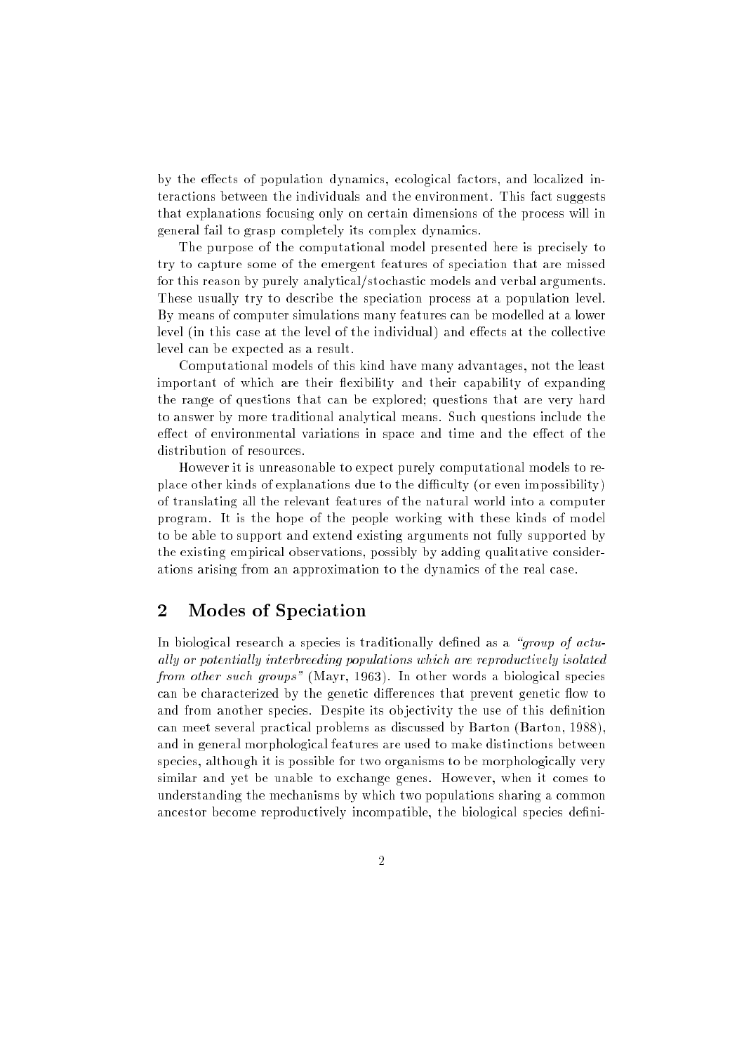by the effects of population dynamics, ecological factors, and localized interactions between the individuals and the environment. This fact suggests that explanations focusing only on certain dimensions of the process will in general fail to grasp completely its complex dynamics.

The purpose of the computational model presented here is precisely to try to capture some of the emergent features of speciation that are missed for this reason by purely analytical/stochastic models and verbal arguments. These usually try to describe the speciation process at a population level. By means of computer simulations many features can be modelled at a lower level (in this case at the level of the individual) and effects at the collective level can be expected as a result.

Computational models of this kind have many advantages, not the least important of which are their flexibility and their capability of expanding the range of questions that can be explored; questions that are very hard to answer by more traditional analytical means. Such questions include the effect of environmental variations in space and time and the effect of the distribution of resources.

However it is unreasonable to expect purely computational models to replace other kinds of explanations due to the difficulty (or even impossibility) of translating all the relevant features of the natural world into a computer program. It is the hope of the people working with these kinds of model to be able to support and extend existing arguments not fully supported by the existing empirical observations, possibly by adding qualitative considerations arising from an approximation to the dynamics of the real case.

## 2 Modes of Speciation

In biological research a species is traditionally defined as a *"group of actually or potentially interbreeding populations which are reproductively isolated from other such groups"* (Mayr, 1963). In other words a biological species can be characterized by the genetic differences that prevent genetic flow to and from another species. Despite its objectivity the use of this definition can meet several practical problems as discussed by Barton (Barton, 1988), and in general morphological features are used to make distinctions between species, although it is possible for two organisms to be morphologically very similar and yet be unable to exchange genes. However, when it comes to understanding the mechanisms by which two populations sharing a common ancestor become reproductively incompatible, the biological species defini-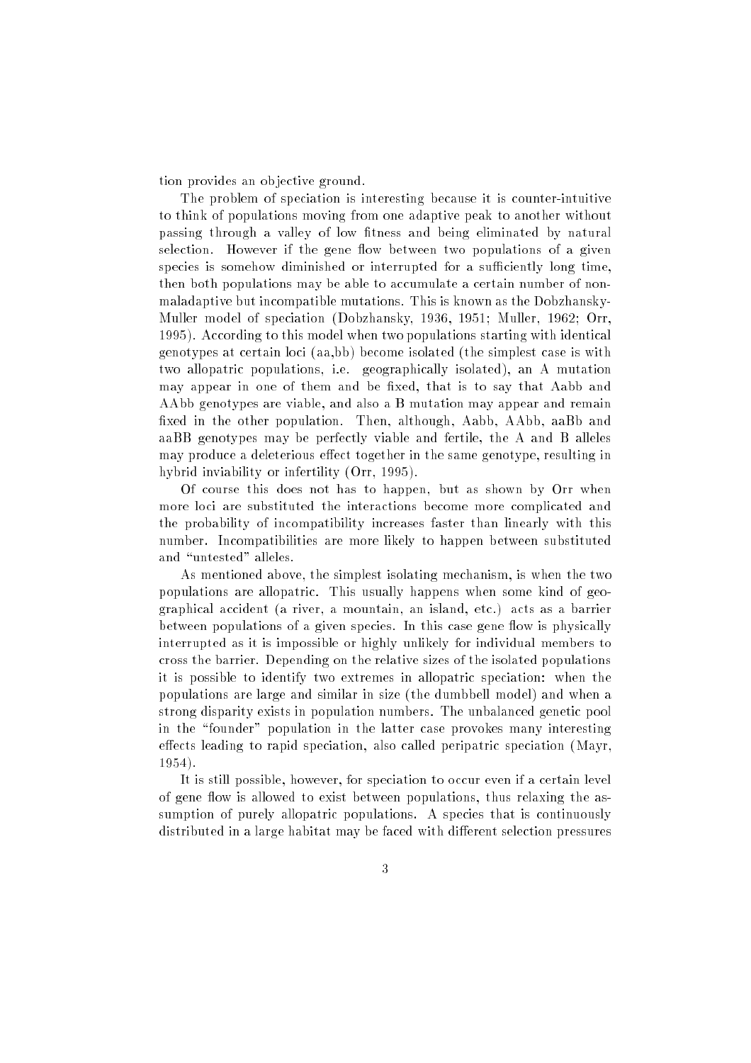tion provides an objective ground.

The problem of speciation is interesting because it is counter-intuitive to think of populations moving from one adaptive peak to another without passing through a valley of low fitness and being eliminated by natural selection. However if the gene flow between two populations of a given species is somehow diminished or interrupted for a sufficiently long time, then both populations may be able to accumulate a certain number of non-maladaptive but incompatible mutations. This is known as the Dobzhansky-Muller model of speciation (Dobzhansky, 1936, 1951; Muller, 1962; Orr, 1995). According to this model when two populations starting with identical genotypes at certain loci (aa,bb) become isolated (the simplest case is with two allopatric populations, i.e. geographically isolated), an A mutation may appear in one of them and be fixed, that is to say that Aabb and AAbb genotypes are viable, and also a B mutation may appear and remain fixed in the other population. Then, although, Aabb, AAbb, aaBb and aaBB genotypes may be perfectly viable and fertile, the A and B alleles may produce a deleterious effect together in the same genotype, resulting in hybrid inviability or infertility (Orr, 1995).

Of course this does not has to happen, but as shown by Orr when more loci are substituted the interactions become more complicated and the probability of incompatibility increases faster than linearly with this number. Incompatibilities are more likely to happen between substituted and "untested" alleles.

As mentioned above, the simplest isolating mechanism, is when the two populations are allopatric. This usually happens when some kind of geographical accident (a river, a mountain, an island, etc.) acts as a barrier between populations of a given species. In this case gene flow is physically interrupted as it is impossible or highly unlikely for individual members to cross the barrier. Depending on the relative sizes of the isolated populations it is possible to identify two extremes in allopatric speciation: when the populations are large and similar in size (the dumbbell model) and when a strong disparity exists in population numbers. The unbalanced genetic pool in the "founder" population in the latter case provokes many interesting effects leading to rapid speciation, also called peripatric speciation (Mayr, 1954).

It is still possible, however, for speciation to occur even if a certain level of gene flow is allowed to exist between populations, thus relaxing the assumption of purely allopatric populations. A species that is continuously distributed in a large habitat may be faced with different selection pressures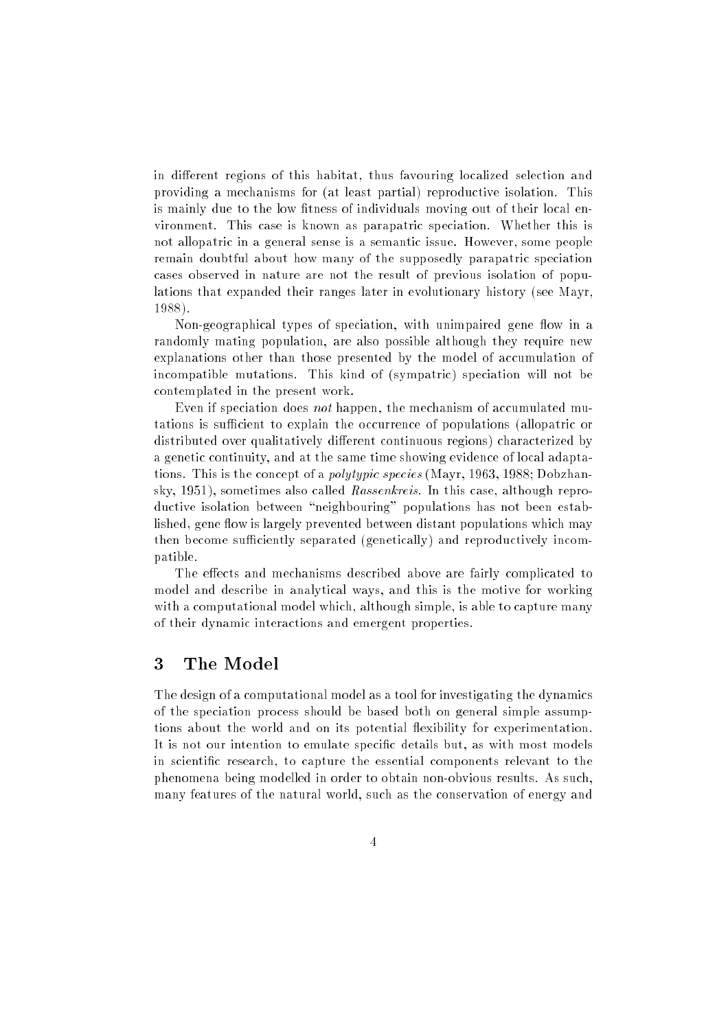in different regions of this habitat, thus favouring localized selection and providing a mechanisms for (at least partial) reproductive isolation. This is mainly due to the low fitness of individuals moving out of their local environment. This case is known as parapatric speciation. Whether this is not allopatric in a general sense is a semantic issue. However, some people remain doubtful about how many of the supposedly parapatric speciation cases observed in nature are not the result of previous isolation of populations that expanded their ranges later in evolutionary history (see Mayr, 1988).

Non-geographical types of speciation, with unimpaired gene flow in a randomly mating population, are also possible although they require new explanations other than those presented by the model of accumulation of incompatible mutations. This kind of (sympatric) speciation will not be contemplated in the present work.

Even if speciation does *not* happen, the mechanism of accumulated mutations is sufficient to explain the occurrence of populations (allopatric or distributed over qualitatively different continuous regions) characterized by a genetic continuity, and at the same time showing evidence of local adaptations. This is the concept of a *polytypic species* (Mayr, 1963, 1988; Dobzhansky, 1951), sometimes also called *Rassenkreis*. In this case, although reproductive isolation between "neighbouring" populations has not been established, gene flow is largely prevented between distant populations which may then become sufficiently separated (genetically) and reproductively incompatible.

The effects and mechanisms described above are fairly complicated to model and describe in analytical ways, and this is the motive for working with a computational model which, although simple, is able to capture many of their dynamic interactions and emergent properties.

## 3 The Model

The design of a computational model as a tool for investigating the dynamics of the speciation process should be based both on general simple assumptions about the world and on its potential flexibility for experimentation. It is not our intention to emulate specific details but, as with most models in scientific research, to capture the essential components relevant to the phenomena being modelled in order to obtain non-obvious results. As such, many features of the natural world, such as the conservation of energy and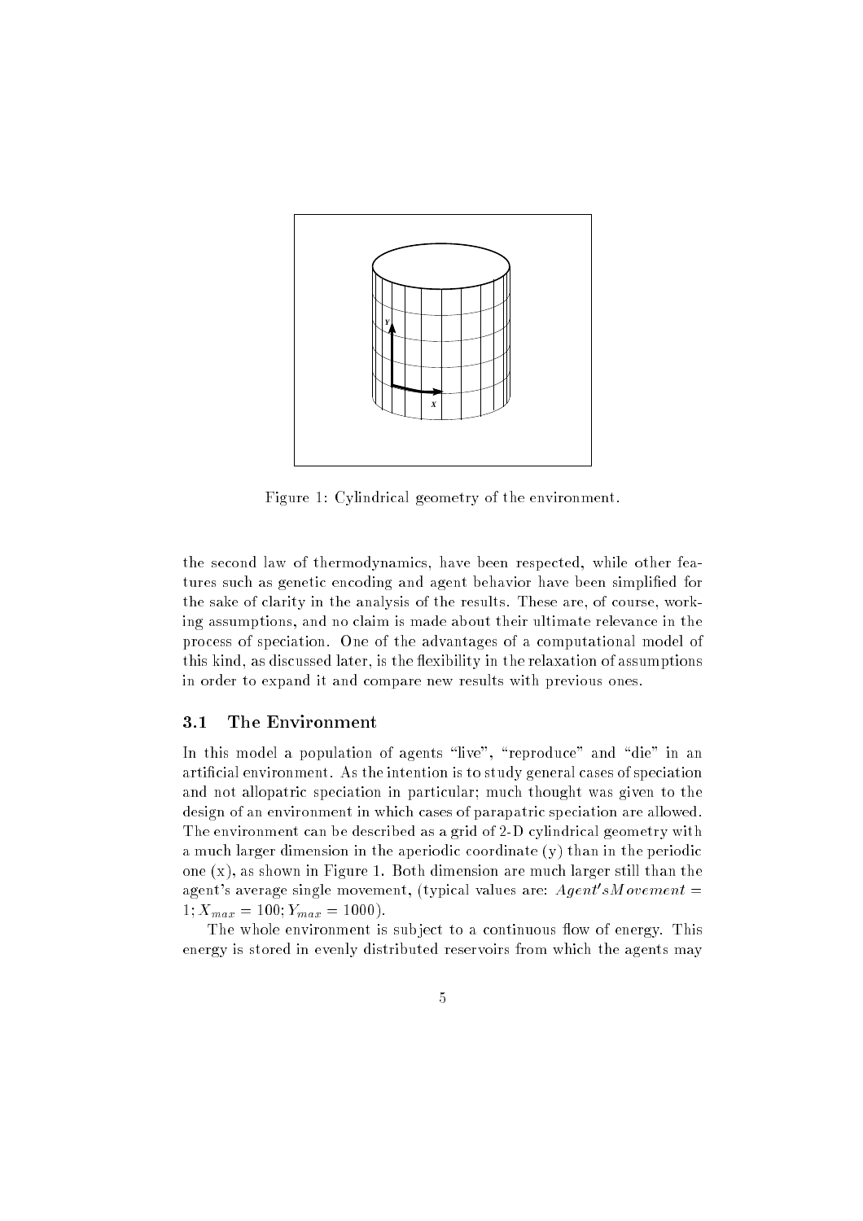y

x

Figure 1: Cylindrical geometry of the environment.

the second law of thermodynamics, have been respected, while other features such as genetic encoding and agent behavior have been simplified for the sake of clarity in the analysis of the results. These are, of course, working assumptions, and no claim is made about their ultimate relevance in the process of speciation. One of the advantages of a computational model of this kind, as discussed later, is the flexibility in the relaxation of assumptions in order to expand it and compare new results with previous ones.

### 3.1 The Environment

In this model a population of agents "live", "reproduce" and "die" in an artificial environment. As the intention is to study general cases of speciation and not allopatric speciation in particular; much thought was given to the design of an environment in which cases of parapatric speciation are allowed. The environment can be described as a grid of 2-D cylindrical geometry with a much larger dimension in the aperiodic coordinate (y) than in the periodic one (x), as shown in Figure 1. Both dimension are much larger still than the agent's average single movement, (typical values are: $Agent'sMovement = 1; X_{max} = 100; Y_{max} = 1000$).

The whole environment is subject to a continuous flow of energy. This energy is stored in evenly distributed reservoirs from which the agents may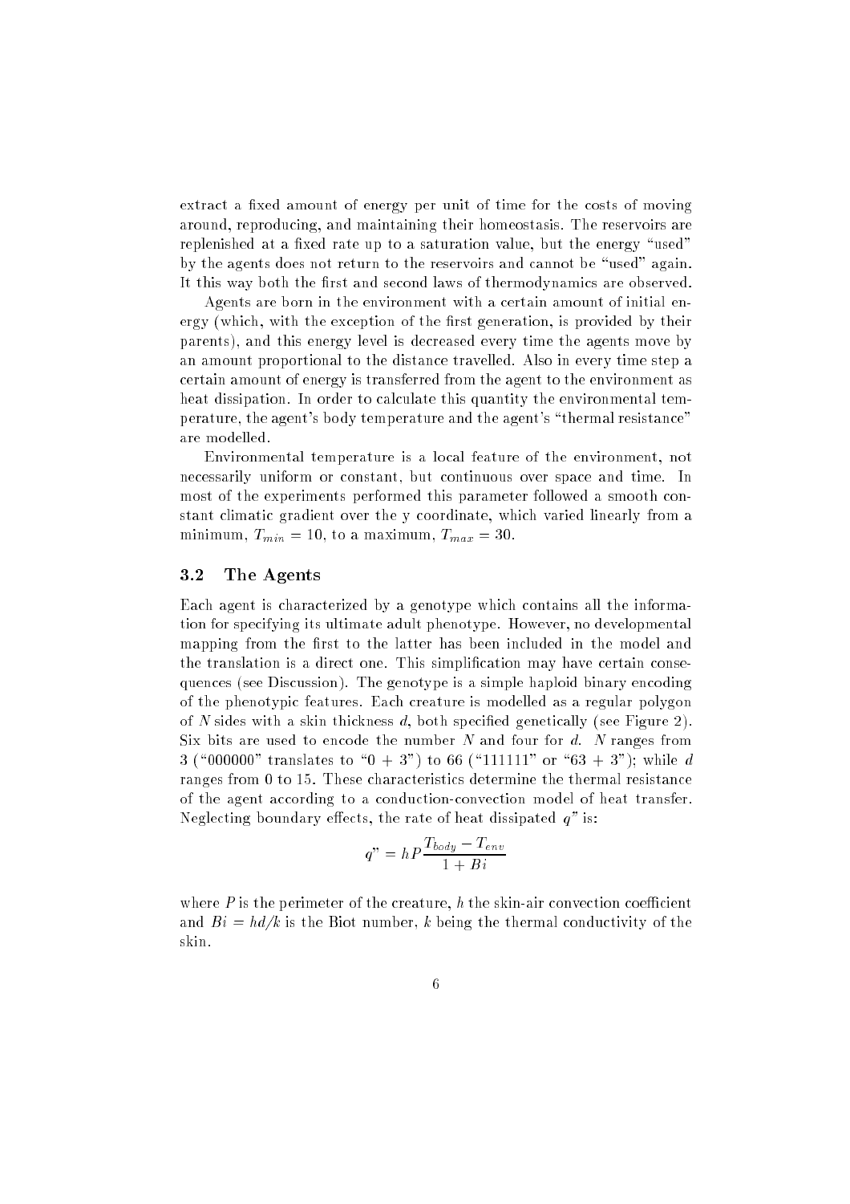extract a fixed amount of energy per unit of time for the costs of moving around, reproducing, and maintaining their homeostasis. The reservoirs are replenished at a fixed rate up to a saturation value, but the energy "used" by the agents does not return to the reservoirs and cannot be "used" again. It this way both the first and second laws of thermodynamics are observed.

Agents are born in the environment with a certain amount of initial energy (which, with the exception of the first generation, is provided by their parents), and this energy level is decreased every time the agents move by an amount proportional to the distance travelled. Also in every time step a certain amount of energy is transferred from the agent to the environment as heat dissipation. In order to calculate this quantity the environmental temperature, the agent's body temperature and the agent's "thermal resistance" are modelled.

Environmental temperature is a local feature of the environment, not necessarily uniform or constant, but continuous over space and time. In most of the experiments performed this parameter followed a smooth constant climatic gradient over the y coordinate, which varied linearly from a minimum, $T_{min} = 10$, to a maximum, $T_{max} = 30$.

### 3.2 The Agents

Each agent is characterized by a genotype which contains all the information for specifying its ultimate adult phenotype. However, no developmental mapping from the first to the latter has been included in the model and the translation is a direct one. This simplification may have certain consequences (see Discussion). The genotype is a simple haploid binary encoding of the phenotypic features. Each creature is modelled as a regular polygon of $N$ sides with a skin thickness $d$, both specified genetically (see Figure 2). Six bits are used to encode the number $N$ and four for $d$. $N$ ranges from 3 ("000000" translates to "0 + 3") to 66 ("111111" or "63 + 3"); while $d$ ranges from 0 to 15. These characteristics determine the thermal resistance of the agent according to a conduction-convection model of heat transfer. Neglecting boundary effects, the rate of heat dissipated $q$" is:

$$q" = hP\frac{T_{body} - T_{env}}{1 + Bi}$$

where $P$ is the perimeter of the creature, $h$ the skin-air convection coefficient and $Bi = hd/k$ is the Biot number, $k$ being the thermal conductivity of the skin.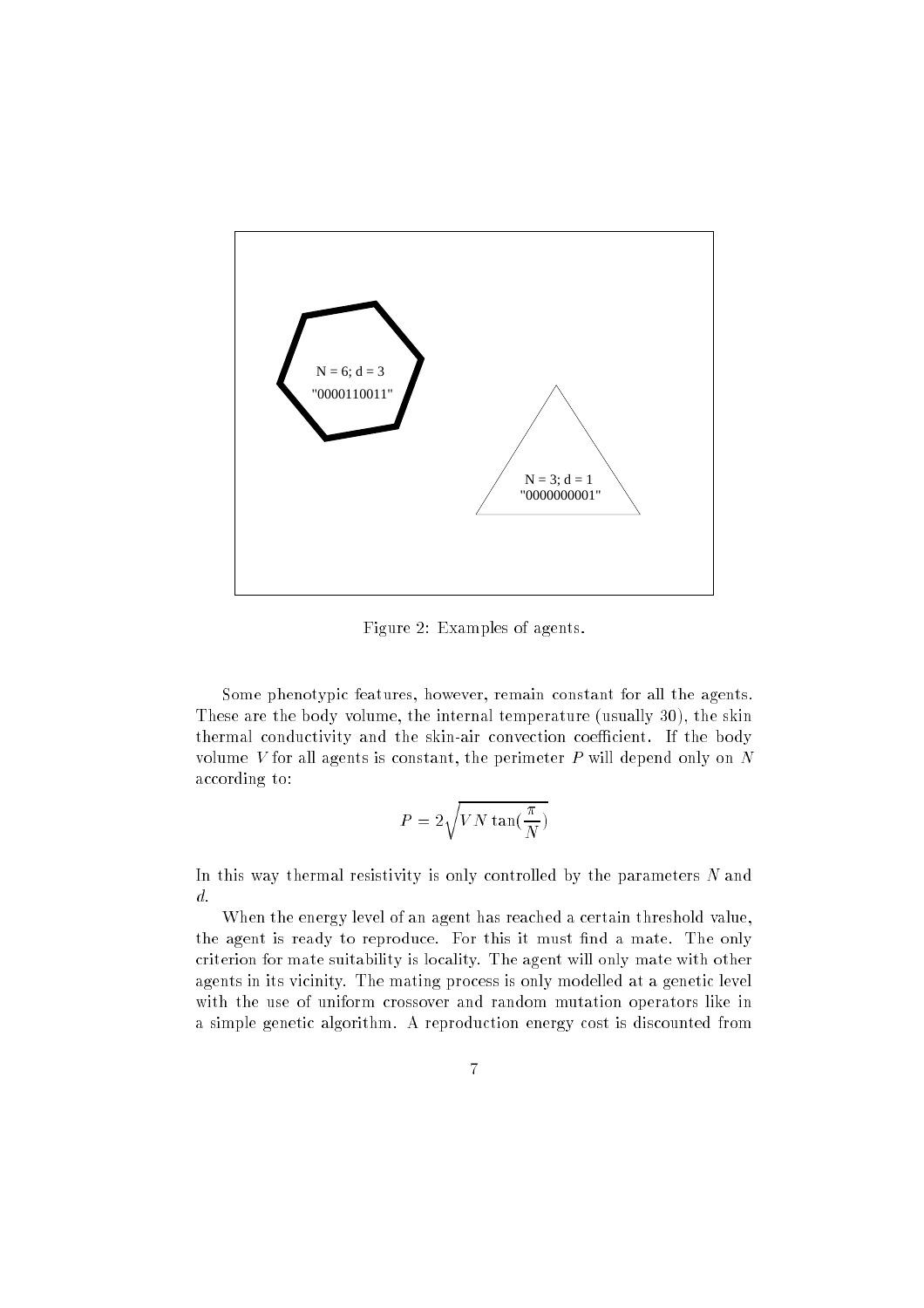N = 6; d = 3

"0000110011"

N = 3; d = 1

"0000000001"

Figure 2: Examples of agents.

Some phenotypic features, however, remain constant for all the agents. These are the body volume, the internal temperature (usually 30), the skin thermal conductivity and the skin-air convection coefficient. If the body volume $V$ for all agents is constant, the perimeter $P$ will depend only on $N$ according to:

$$P = 2\sqrt{VN\tan(\frac{\pi}{N})}$$

In this way thermal resistivity is only controlled by the parameters $N$ and $d$.

When the energy level of an agent has reached a certain threshold value, the agent is ready to reproduce. For this it must find a mate. The only criterion for mate suitability is locality. The agent will only mate with other agents in its vicinity. The mating process is only modelled at a genetic level with the use of uniform crossover and random mutation operators like in a simple genetic algorithm. A reproduction energy cost is discounted from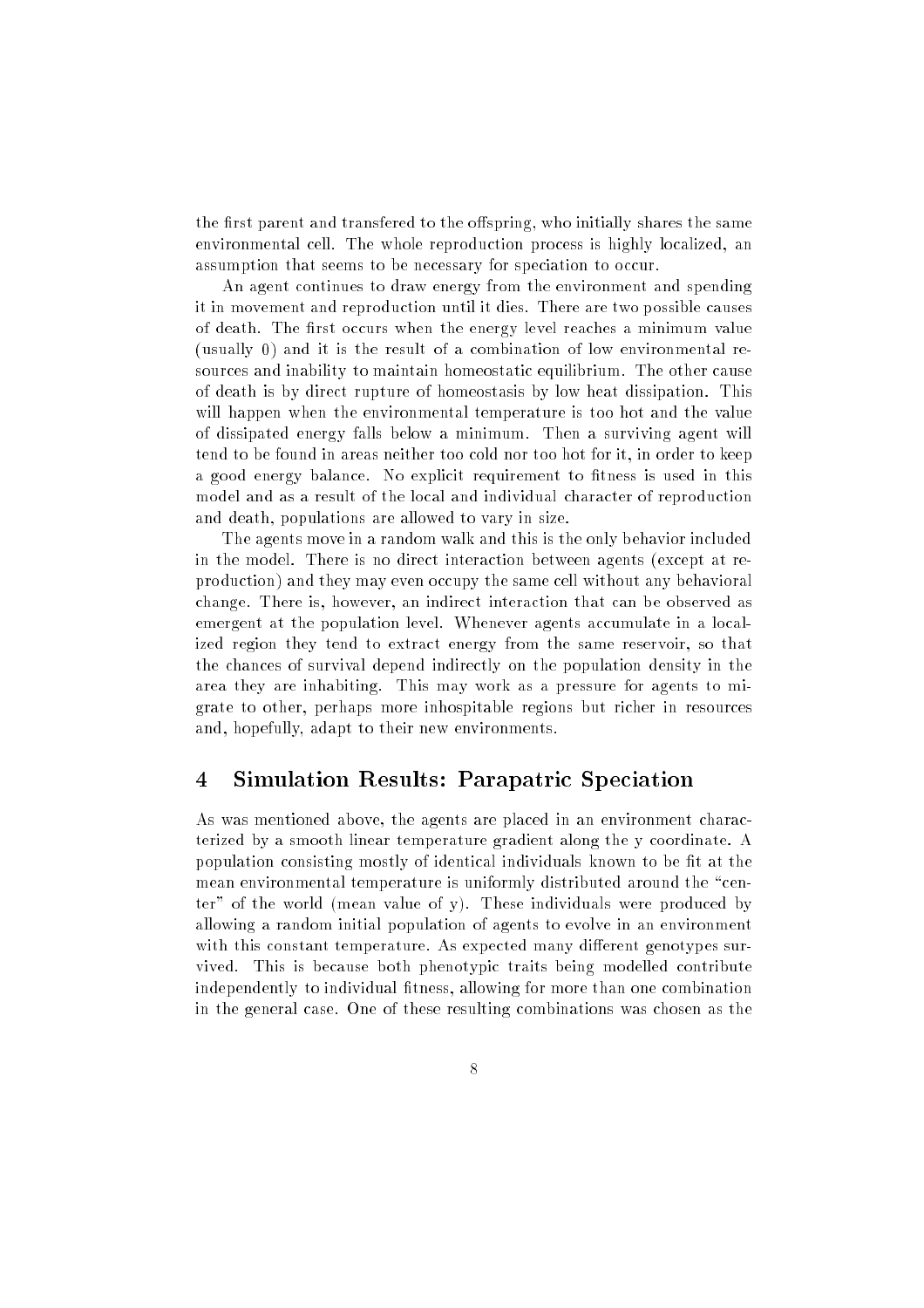the first parent and transfered to the offspring, who initially shares the same environmental cell. The whole reproduction process is highly localized, an assumption that seems to be necessary for speciation to occur.

An agent continues to draw energy from the environment and spending it in movement and reproduction until it dies. There are two possible causes of death. The first occurs when the energy level reaches a minimum value (usually 0) and it is the result of a combination of low environmental resources and inability to maintain homeostatic equilibrium. The other cause of death is by direct rupture of homeostasis by low heat dissipation. This will happen when the environmental temperature is too hot and the value of dissipated energy falls below a minimum. Then a surviving agent will tend to be found in areas neither too cold nor too hot for it, in order to keep a good energy balance. No explicit requirement to fitness is used in this model and as a result of the local and individual character of reproduction and death, populations are allowed to vary in size.

The agents move in a random walk and this is the only behavior included in the model. There is no direct interaction between agents (except at reproduction) and they may even occupy the same cell without any behavioral change. There is, however, an indirect interaction that can be observed as emergent at the population level. Whenever agents accumulate in a localized region they tend to extract energy from the same reservoir, so that the chances of survival depend indirectly on the population density in the area they are inhabiting. This may work as a pressure for agents to migrate to other, perhaps more inhospitable regions but richer in resources and, hopefully, adapt to their new environments.

## 4 Simulation Results: Parapatric Speciation

As was mentioned above, the agents are placed in an environment characterized by a smooth linear temperature gradient along the y coordinate. A population consisting mostly of identical individuals known to be fit at the mean environmental temperature is uniformly distributed around the "center" of the world (mean value of y). These individuals were produced by allowing a random initial population of agents to evolve in an environment with this constant temperature. As expected many different genotypes survived. This is because both phenotypic traits being modelled contribute independently to individual fitness, allowing for more than one combination in the general case. One of these resulting combinations was chosen as the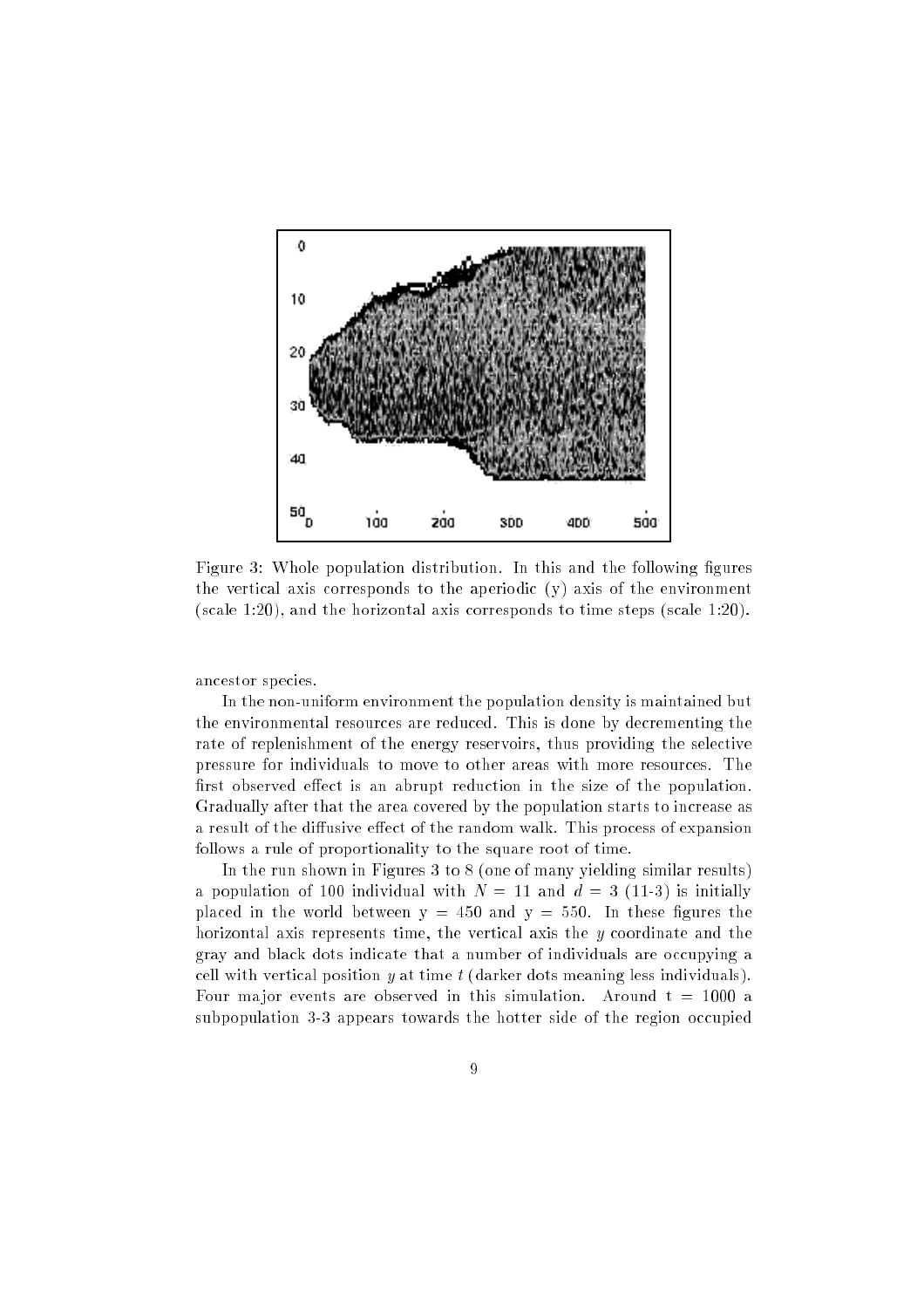0
10
20
30
40
50
0 100 200 300 400 500

Figure 3: Whole population distribution. In this and the following figures the vertical axis corresponds to the aperiodic (y) axis of the environment (scale 1:20), and the horizontal axis corresponds to time steps (scale 1:20).

ancestor species.

In the non-uniform environment the population density is maintained but the environmental resources are reduced. This is done by decrementing the rate of replenishment of the energy reservoirs, thus providing the selective pressure for individuals to move to other areas with more resources. The first observed effect is an abrupt reduction in the size of the population. Gradually after that the area covered by the population starts to increase as a result of the diffusive effect of the random walk. This process of expansion follows a rule of proportionality to the square root of time.

In the run shown in Figures 3 to 8 (one of many yielding similar results) a population of 100 individual with $N = 11$ and $d = 3$ (11-3) is initially placed in the world between y = 450 and y = 550. In these figures the horizontal axis represents time, the vertical axis the $y$ coordinate and the gray and black dots indicate that a number of individuals are occupying a cell with vertical position $y$ at time $t$ (darker dots meaning less individuals). Four major events are observed in this simulation. Around t = 1000 a subpopulation 3-3 appears towards the hotter side of the region occupied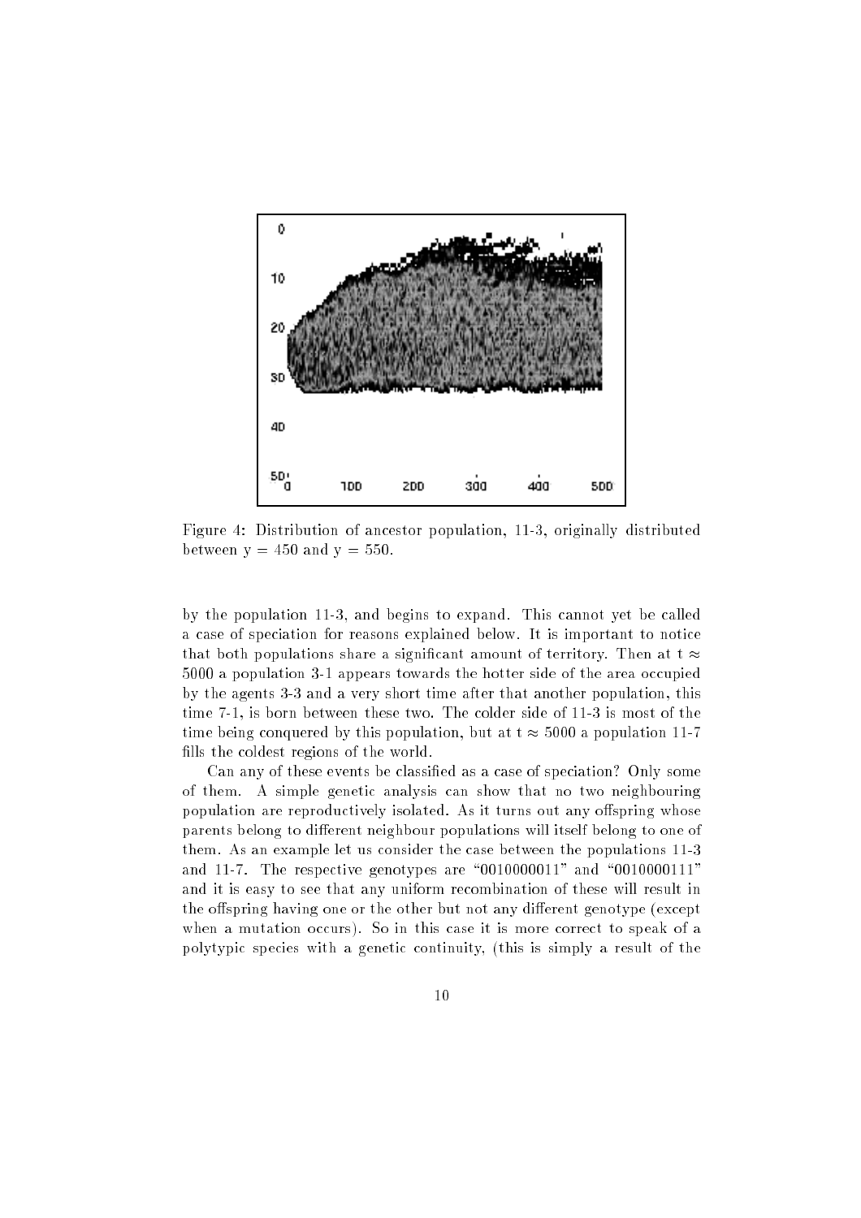Figure 4: Distribution of ancestor population, 11-3, originally distributed between y = 450 and y = 550.

by the population 11-3, and begins to expand. This cannot yet be called a case of speciation for reasons explained below. It is important to notice that both populations share a significant amount of territory. Then at t $\approx$ 5000 a population 3-1 appears towards the hotter side of the area occupied by the agents 3-3 and a very short time after that another population, this time 7-1, is born between these two. The colder side of 11-3 is most of the time being conquered by this population, but at t $\approx$ 5000 a population 11-7 fills the coldest regions of the world.

Can any of these events be classified as a case of speciation? Only some of them. A simple genetic analysis can show that no two neighbouring population are reproductively isolated. As it turns out any offspring whose parents belong to different neighbour populations will itself belong to one of them. As an example let us consider the case between the populations 11-3 and 11-7. The respective genotypes are "0010000011" and "0010000111" and it is easy to see that any uniform recombination of these will result in the offspring having one or the other but not any different genotype (except when a mutation occurs). So in this case it is more correct to speak of a polytypic species with a genetic continuity, (this is simply a result of the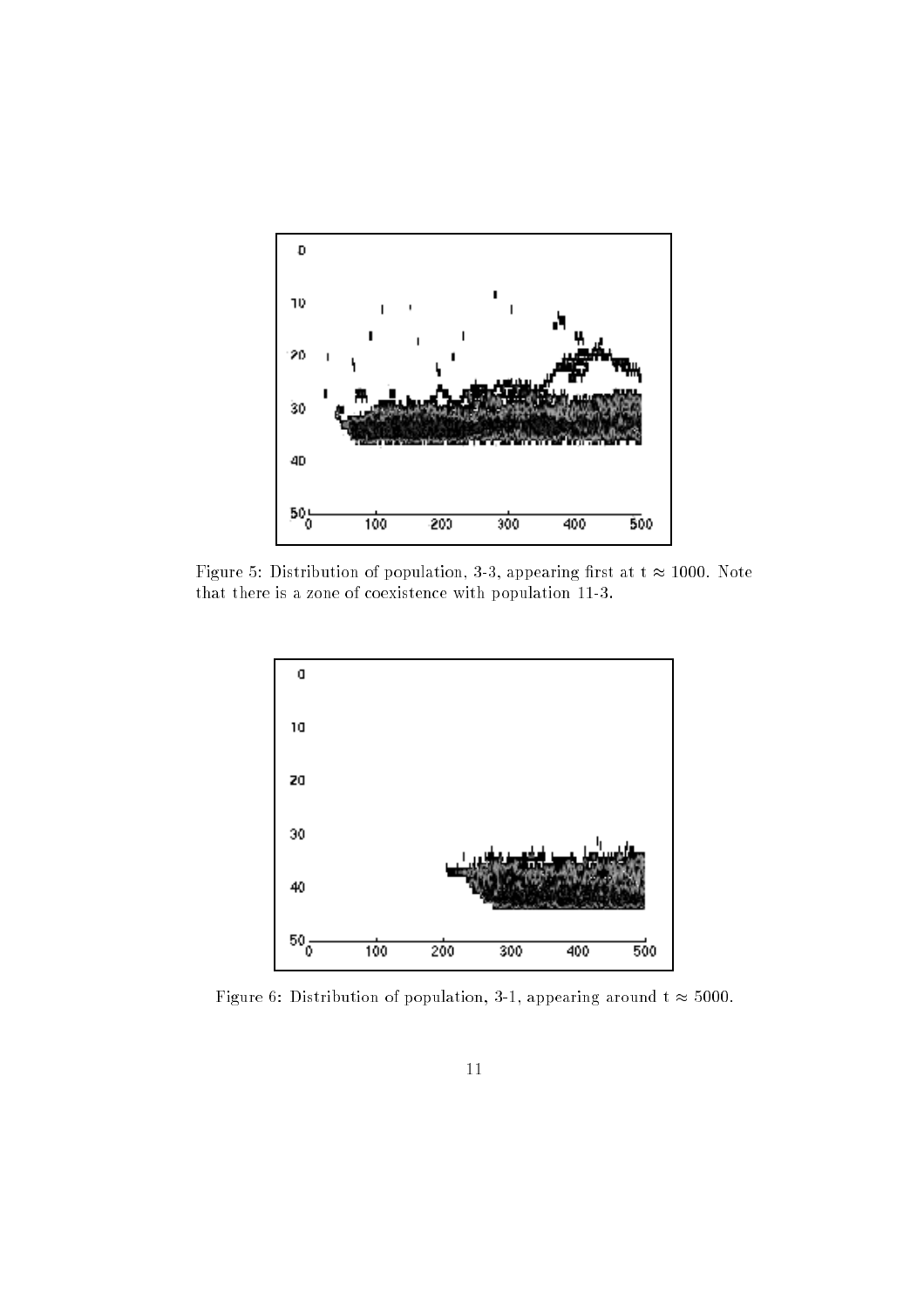0
10
20
30
40
50
0
100
200
300
400
500

Figure 5: Distribution of population, 3-3, appearing first at t $\approx$ 1000. Note that there is a zone of coexistence with population 11-3.

0
10
20
30
40
50
0
100
200
300
400
500

Figure 6: Distribution of population, 3-1, appearing around t $\approx$ 5000.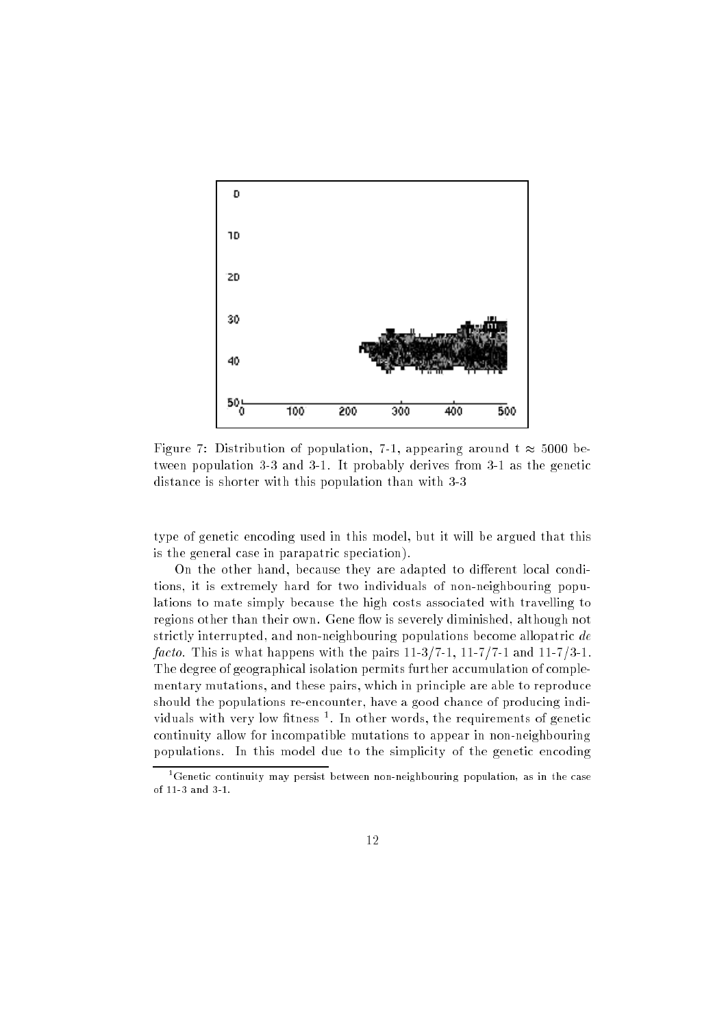0

10

20

30

40

50

0 100 200 300 400 500

Figure 7: Distribution of population, 7-1, appearing around t $\approx$ 5000 between population 3-3 and 3-1. It probably derives from 3-1 as the genetic distance is shorter with this population than with 3-3

type of genetic encoding used in this model, but it will be argued that this is the general case in parapatric speciation).

On the other hand, because they are adapted to different local conditions, it is extremely hard for two individuals of non-neighbouring populations to mate simply because the high costs associated with travelling to regions other than their own. Gene flow is severely diminished, although not strictly interrupted, and non-neighbouring populations become allopatric *de facto*. This is what happens with the pairs 11-3/7-1, 11-7/7-1 and 11-7/3-1. The degree of geographical isolation permits further accumulation of complementary mutations, and these pairs, which in principle are able to reproduce should the populations re-encounter, have a good chance of producing individuals with very low fitness [1]. In other words, the requirements of genetic continuity allow for incompatible mutations to appear in non-neighbouring populations. In this model due to the simplicity of the genetic encoding

[1] Genetic continuity may persist between non-neighbouring population, as in the case of 11-3 and 3-1.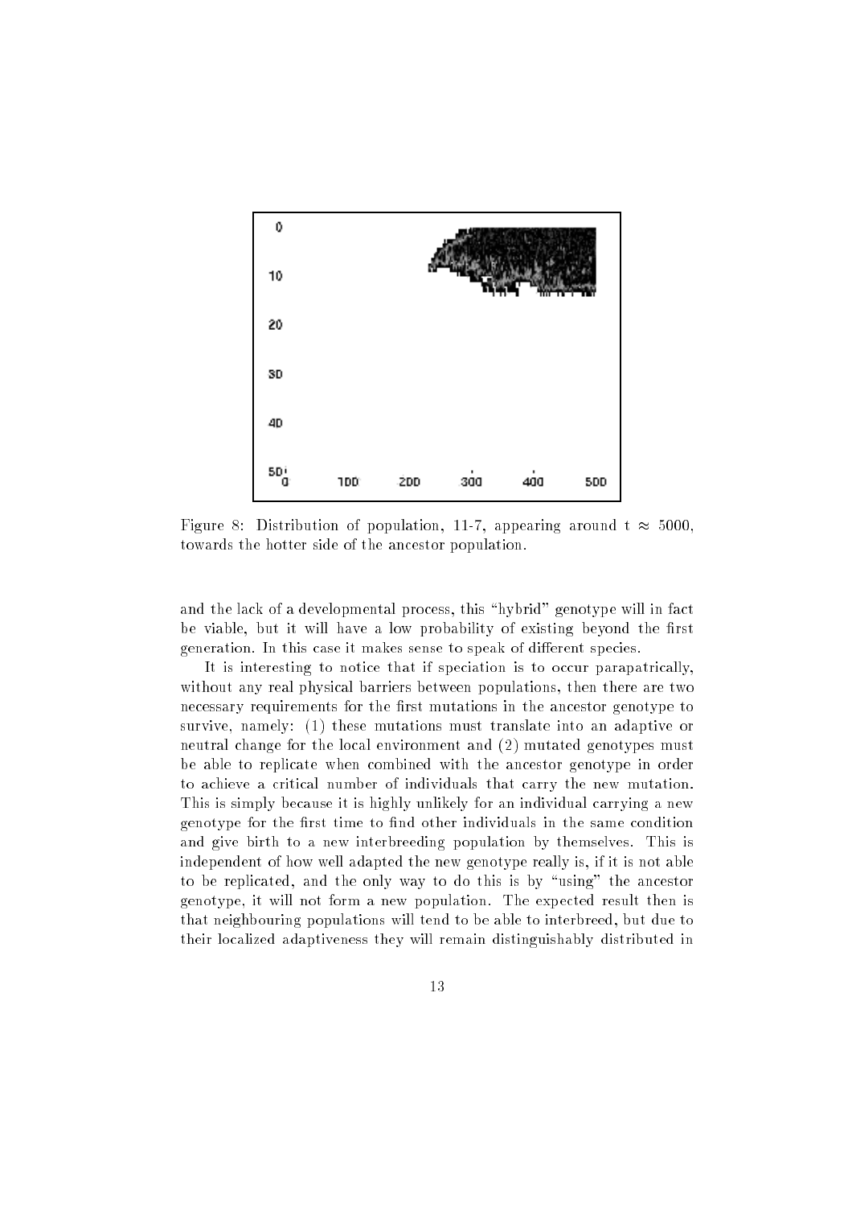0

10

20

30

40

50

0 100 200 300 400 500

Figure 8: Distribution of population, 11-7, appearing around t $\approx$ 5000, towards the hotter side of the ancestor population.

and the lack of a developmental process, this "hybrid" genotype will in fact be viable, but it will have a low probability of existing beyond the first generation. In this case it makes sense to speak of different species.

It is interesting to notice that if speciation is to occur parapatrically, without any real physical barriers between populations, then there are two necessary requirements for the first mutations in the ancestor genotype to survive, namely: (1) these mutations must translate into an adaptive or neutral change for the local environment and (2) mutated genotypes must be able to replicate when combined with the ancestor genotype in order to achieve a critical number of individuals that carry the new mutation. This is simply because it is highly unlikely for an individual carrying a new genotype for the first time to find other individuals in the same condition and give birth to a new interbreeding population by themselves. This is independent of how well adapted the new genotype really is, if it is not able to be replicated, and the only way to do this is by "using" the ancestor genotype, it will not form a new population. The expected result then is that neighbouring populations will tend to be able to interbreed, but due to their localized adaptiveness they will remain distinguishably distributed in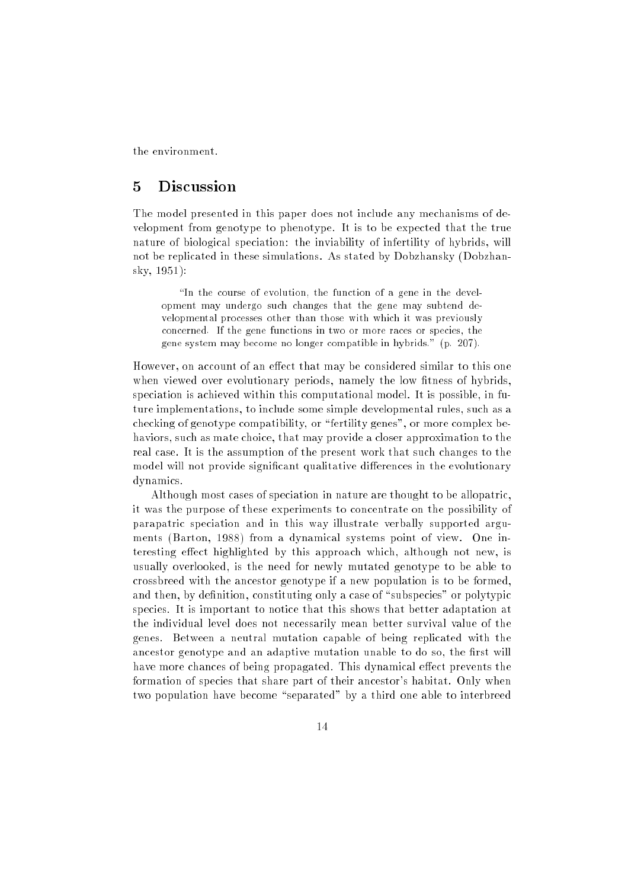the environment.

## 5 Discussion

The model presented in this paper does not include any mechanisms of development from genotype to phenotype. It is to be expected that the true nature of biological speciation: the inviability of infertility of hybrids, will not be replicated in these simulations. As stated by Dobzhansky (Dobzhansky, 1951):

> "In the course of evolution, the function of a gene in the development may undergo such changes that the gene may subtend developmental processes other than those with which it was previously concerned. If the gene functions in two or more races or species, the gene system may become no longer compatible in hybrids." (p. 207).

However, on account of an effect that may be considered similar to this one when viewed over evolutionary periods, namely the low fitness of hybrids, speciation is achieved within this computational model. It is possible, in future implementations, to include some simple developmental rules, such as a checking of genotype compatibility, or "fertility genes", or more complex behaviors, such as mate choice, that may provide a closer approximation to the real case. It is the assumption of the present work that such changes to the model will not provide significant qualitative differences in the evolutionary dynamics.

Although most cases of speciation in nature are thought to be allopatric, it was the purpose of these experiments to concentrate on the possibility of parapatric speciation and in this way illustrate verbally supported arguments (Barton, 1988) from a dynamical systems point of view. One interesting effect highlighted by this approach which, although not new, is usually overlooked, is the need for newly mutated genotype to be able to crossbreed with the ancestor genotype if a new population is to be formed, and then, by definition, constituting only a case of "subspecies" or polytypic species. It is important to notice that this shows that better adaptation at the individual level does not necessarily mean better survival value of the genes. Between a neutral mutation capable of being replicated with the ancestor genotype and an adaptive mutation unable to do so, the first will have more chances of being propagated. This dynamical effect prevents the formation of species that share part of their ancestor's habitat. Only when two population have become "separated" by a third one able to interbreed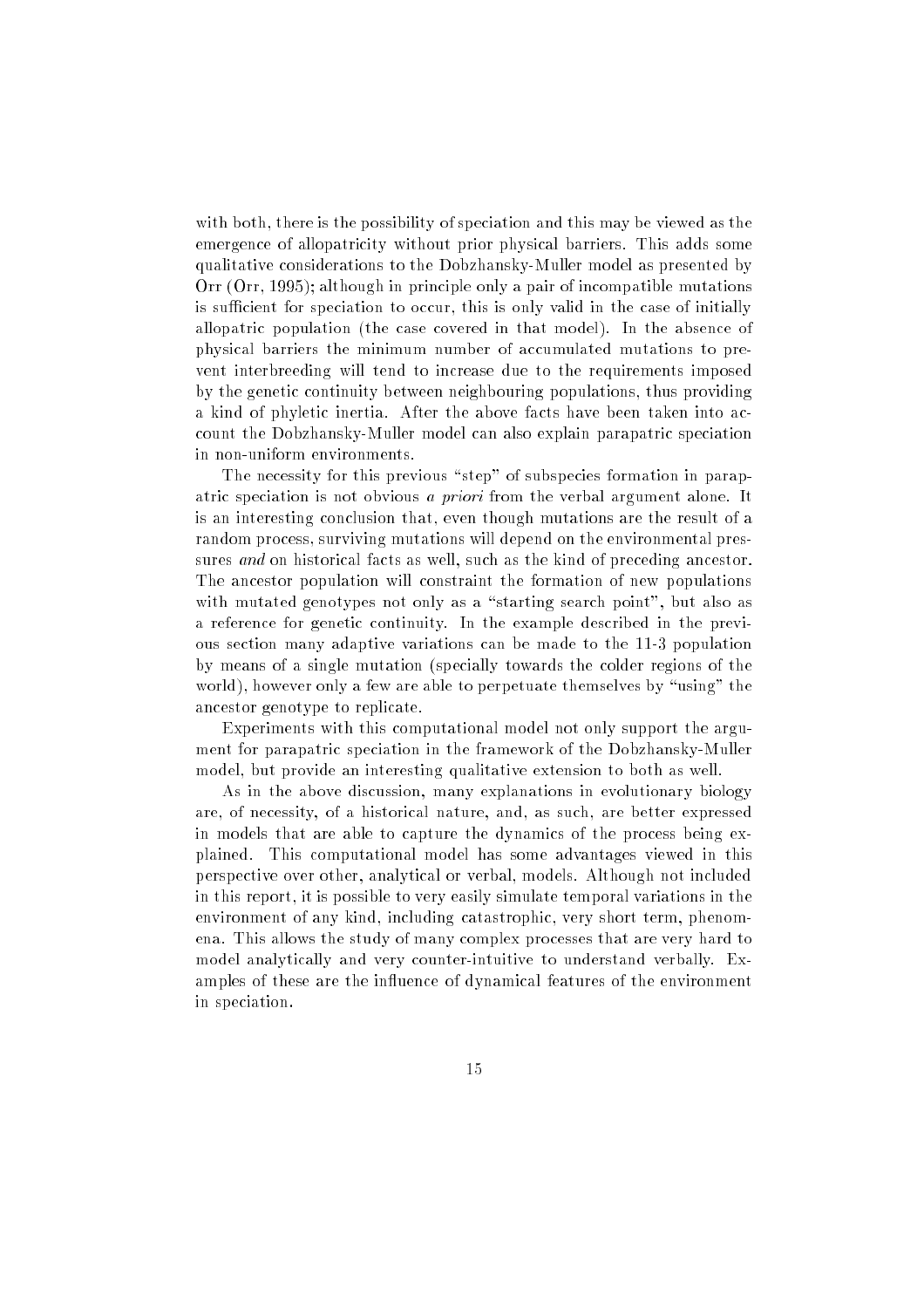with both, there is the possibility of speciation and this may be viewed as the emergence of allopatricity without prior physical barriers. This adds some qualitative considerations to the Dobzhansky-Muller model as presented by Orr (Orr, 1995); although in principle only a pair of incompatible mutations is sufficient for speciation to occur, this is only valid in the case of initially allopatric population (the case covered in that model). In the absence of physical barriers the minimum number of accumulated mutations to prevent interbreeding will tend to increase due to the requirements imposed by the genetic continuity between neighbouring populations, thus providing a kind of phyletic inertia. After the above facts have been taken into account the Dobzhansky-Muller model can also explain parapatric speciation in non-uniform environments.

The necessity for this previous "step" of subspecies formation in parapatric speciation is not obvious *a priori* from the verbal argument alone. It is an interesting conclusion that, even though mutations are the result of a random process, surviving mutations will depend on the environmental pressures *and* on historical facts as well, such as the kind of preceding ancestor. The ancestor population will constraint the formation of new populations with mutated genotypes not only as a "starting search point", but also as a reference for genetic continuity. In the example described in the previous section many adaptive variations can be made to the 11-3 population by means of a single mutation (specially towards the colder regions of the world), however only a few are able to perpetuate themselves by "using" the ancestor genotype to replicate.

Experiments with this computational model not only support the argument for parapatric speciation in the framework of the Dobzhansky-Muller model, but provide an interesting qualitative extension to both as well.

As in the above discussion, many explanations in evolutionary biology are, of necessity, of a historical nature, and, as such, are better expressed in models that are able to capture the dynamics of the process being explained. This computational model has some advantages viewed in this perspective over other, analytical or verbal, models. Although not included in this report, it is possible to very easily simulate temporal variations in the environment of any kind, including catastrophic, very short term, phenomena. This allows the study of many complex processes that are very hard to model analytically and very counter-intuitive to understand verbally. Examples of these are the influence of dynamical features of the environment in speciation.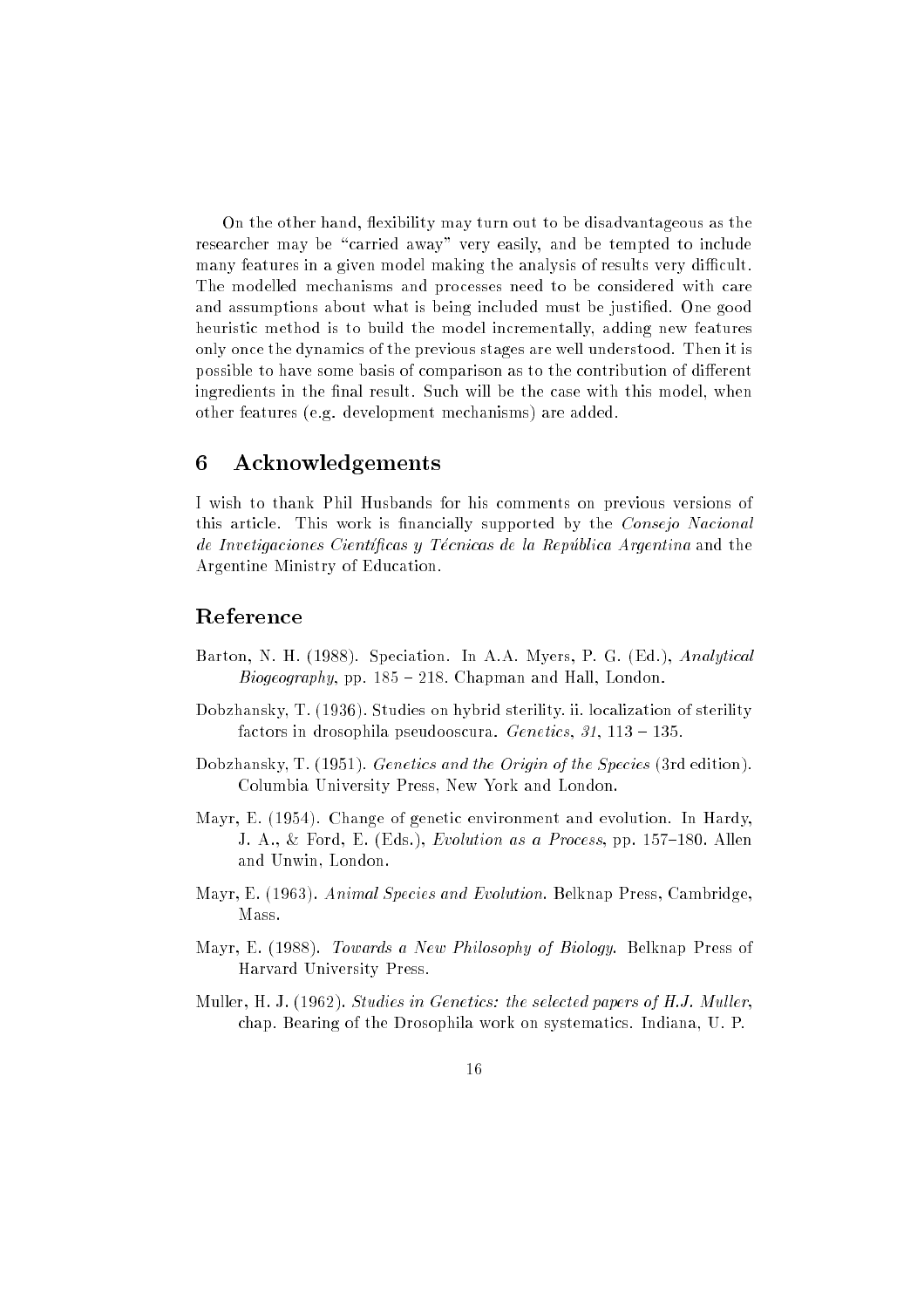On the other hand, flexibility may turn out to be disadvantageous as the researcher may be "carried away" very easily, and be tempted to include many features in a given model making the analysis of results very difficult. The modelled mechanisms and processes need to be considered with care and assumptions about what is being included must be justified. One good heuristic method is to build the model incrementally, adding new features only once the dynamics of the previous stages are well understood. Then it is possible to have some basis of comparison as to the contribution of different ingredients in the final result. Such will be the case with this model, when other features (e.g. development mechanisms) are added.

## 6 Acknowledgements

I wish to thank Phil Husbands for his comments on previous versions of this article. This work is financially supported by the *Consejo Nacional de Invetigaciones Científicas y Técnicas de la República Argentina* and the Argentine Ministry of Education.

## Reference

Barton, N. H. (1988). Speciation. In A.A. Myers, P. G. (Ed.), *Analytical Biogeography*, pp. 185 – 218. Chapman and Hall, London.

Dobzhansky, T. (1936). Studies on hybrid sterility. ii. localization of sterility factors in drosophila pseudooscura. *Genetics*, *31*, 113 – 135.

Dobzhansky, T. (1951). *Genetics and the Origin of the Species* (3rd edition). Columbia University Press, New York and London.

Mayr, E. (1954). Change of genetic environment and evolution. In Hardy, J. A., & Ford, E. (Eds.), *Evolution as a Process*, pp. 157–180. Allen and Unwin, London.

Mayr, E. (1963). *Animal Species and Evolution*. Belknap Press, Cambridge, Mass.

Mayr, E. (1988). *Towards a New Philosophy of Biology*. Belknap Press of Harvard University Press.

Muller, H. J. (1962). *Studies in Genetics: the selected papers of H.J. Muller*, chap. Bearing of the Drosophila work on systematics. Indiana, U. P.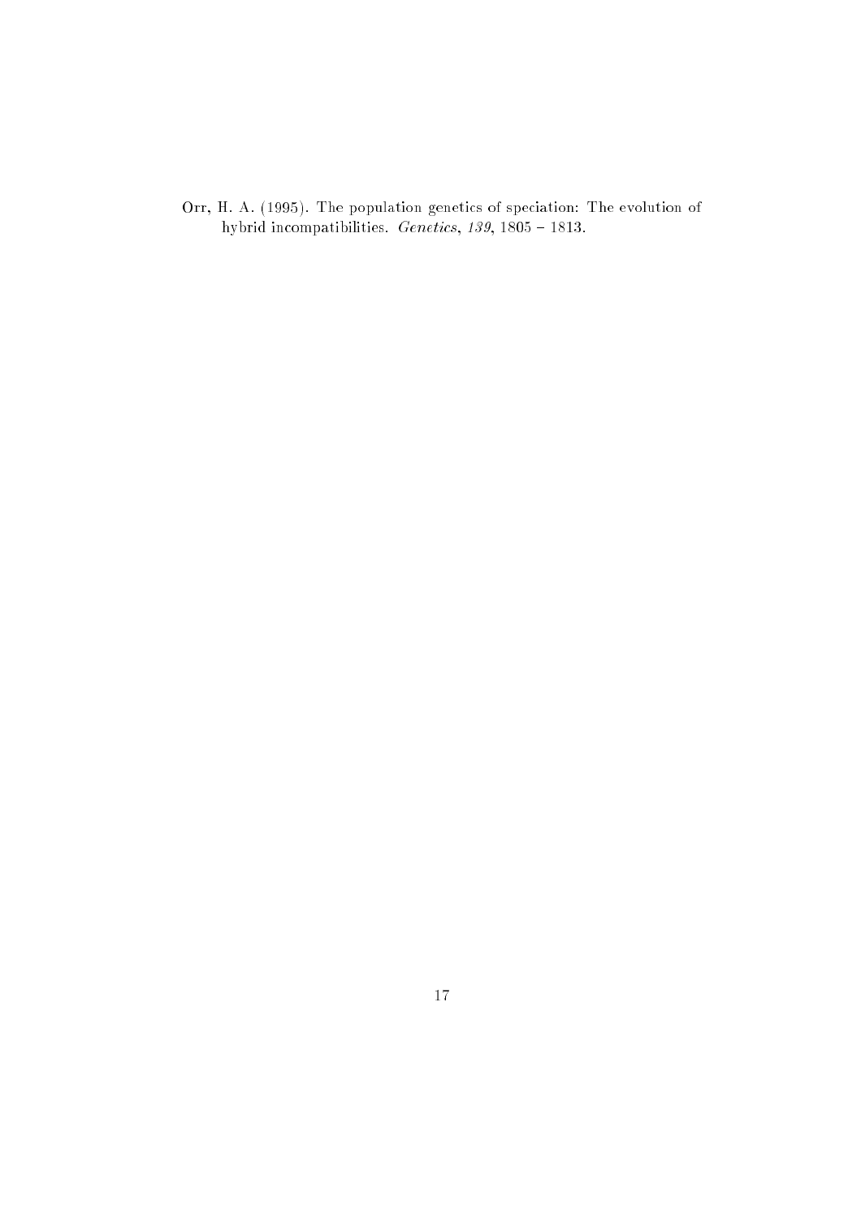Orr, H. A. (1995). The population genetics of speciation: The evolution of hybrid incompatibilities. *Genetics*, *139*, 1805 – 1813.